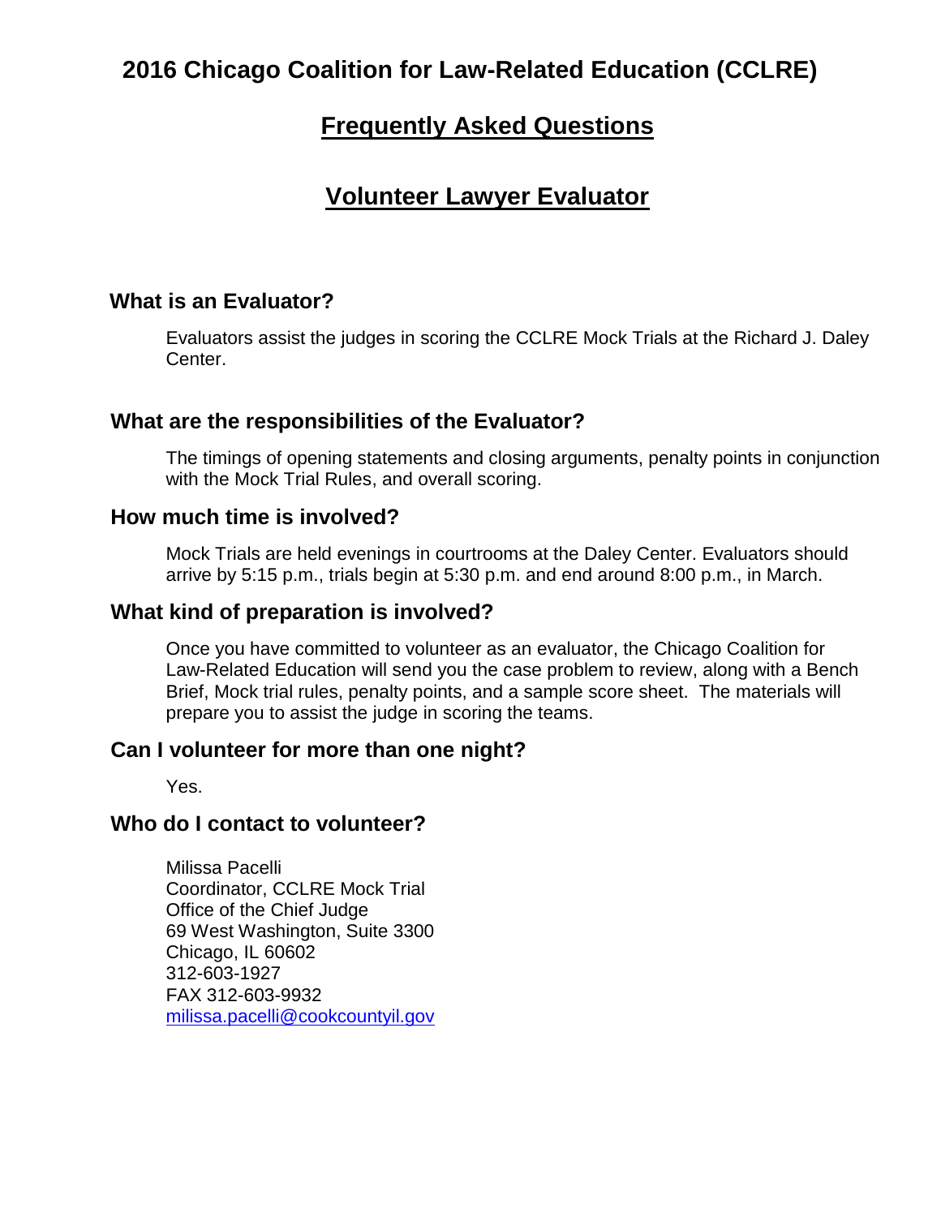# 2016 Chicago Coalition for Law-Related Education (CCLRE)

## Frequently Asked Questions

## Volunteer Lawyer Evaluator

### What is an Evaluator?

Evaluators assist the judges in scoring the CCLRE Mock Trials at the Richard J. Daley Center.

### What are the responsibilities of the Evaluator?

The timings of opening statements and closing arguments, penalty points in conjunction with the Mock Trial Rules, and overall scoring.

### How much time is involved?

Mock Trials are held evenings in courtrooms at the Daley Center. Evaluators should arrive by 5:15 p.m., trials begin at 5:30 p.m. and end around 8:00 p.m., in March.

### What kind of preparation is involved?

Once you have committed to volunteer as an evaluator, the Chicago Coalition for Law-Related Education will send you the case problem to review, along with a Bench Brief, Mock trial rules, penalty points, and a sample score sheet. The materials will prepare you to assist the judge in scoring the teams.

### Can I volunteer for more than one night?

Yes.

### Who do I contact to volunteer?

Milissa Pacelli
Coordinator, CCLRE Mock Trial
Office of the Chief Judge
69 West Washington, Suite 3300
Chicago, IL 60602
312-603-1927
FAX 312-603-9932
milissa.pacelli@cookcountyil.gov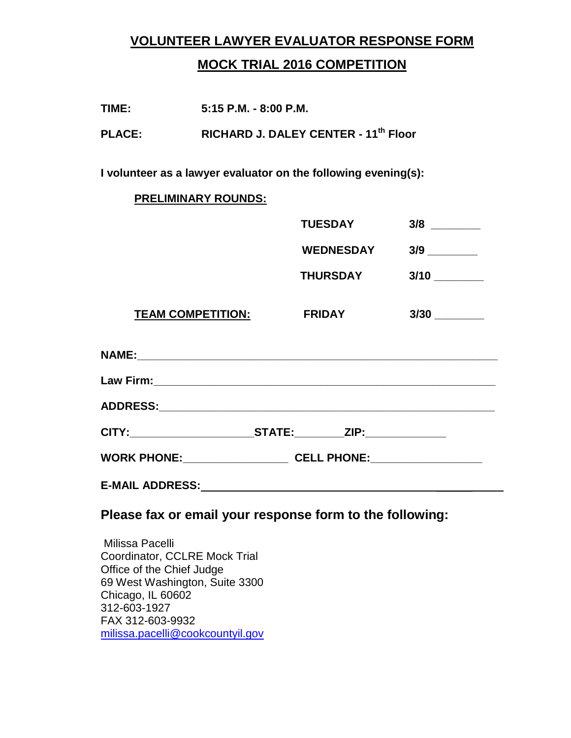# VOLUNTEER LAWYER EVALUATOR RESPONSE FORM

## MOCK TRIAL 2016 COMPETITION

**TIME:** **5:15 P.M. - 8:00 P.M.**

**PLACE:** **RICHARD J. DALEY CENTER - 11th Floor**

**I volunteer as a lawyer evaluator on the following evening(s):**

**PRELIMINARY ROUNDS:**

| | | |
|---|---|---|
| **TUESDAY** | **3/8** | ________ |
| **WEDNESDAY** | **3/9** | ________ |
| **THURSDAY** | **3/10** | ________ |

**TEAM COMPETITION:** **FRIDAY** **3/30** ________

**NAME:**______________________________________________________________

**Law Firm:**___________________________________________________________

**ADDRESS:**___________________________________________________________

**CITY:**____________________**STATE:**________**ZIP:**_____________

**WORK PHONE:**_________________ **CELL PHONE:**__________________

**E-MAIL ADDRESS:**____________________________________________________

## Please fax or email your response form to the following:

Milissa Pacelli
Coordinator, CCLRE Mock Trial
Office of the Chief Judge
69 West Washington, Suite 3300
Chicago, IL 60602
312-603-1927
FAX 312-603-9932
milissa.pacelli@cookcountyil.gov